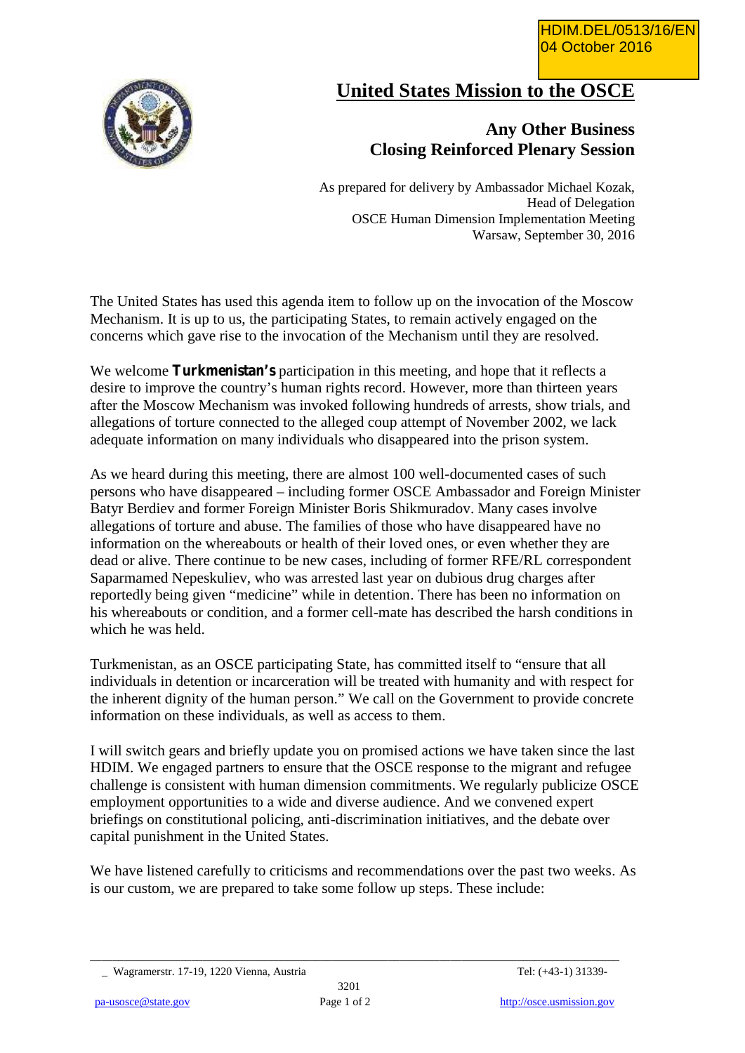HDIM.DEL/0513/16/EN
04 October 2016

# United States Mission to the OSCE

## Any Other Business
## Closing Reinforced Plenary Session

As prepared for delivery by Ambassador Michael Kozak,
Head of Delegation
OSCE Human Dimension Implementation Meeting
Warsaw, September 30, 2016

The United States has used this agenda item to follow up on the invocation of the Moscow Mechanism. It is up to us, the participating States, to remain actively engaged on the concerns which gave rise to the invocation of the Mechanism until they are resolved.

We welcome **Turkmenistan's** participation in this meeting, and hope that it reflects a desire to improve the country's human rights record. However, more than thirteen years after the Moscow Mechanism was invoked following hundreds of arrests, show trials, and allegations of torture connected to the alleged coup attempt of November 2002, we lack adequate information on many individuals who disappeared into the prison system.

As we heard during this meeting, there are almost 100 well-documented cases of such persons who have disappeared – including former OSCE Ambassador and Foreign Minister Batyr Berdiev and former Foreign Minister Boris Shikmuradov. Many cases involve allegations of torture and abuse. The families of those who have disappeared have no information on the whereabouts or health of their loved ones, or even whether they are dead or alive. There continue to be new cases, including of former RFE/RL correspondent Saparmamed Nepeskuliev, who was arrested last year on dubious drug charges after reportedly being given "medicine" while in detention. There has been no information on his whereabouts or condition, and a former cell-mate has described the harsh conditions in which he was held.

Turkmenistan, as an OSCE participating State, has committed itself to "ensure that all individuals in detention or incarceration will be treated with humanity and with respect for the inherent dignity of the human person." We call on the Government to provide concrete information on these individuals, as well as access to them.

I will switch gears and briefly update you on promised actions we have taken since the last HDIM. We engaged partners to ensure that the OSCE response to the migrant and refugee challenge is consistent with human dimension commitments. We regularly publicize OSCE employment opportunities to a wide and diverse audience. And we convened expert briefings on constitutional policing, anti-discrimination initiatives, and the debate over capital punishment in the United States.

We have listened carefully to criticisms and recommendations over the past two weeks. As is our custom, we are prepared to take some follow up steps. These include:

Wagramerstr. 17-19, 1220 Vienna, Austria — Tel: (+43-1) 31339-3201
pa-usosce@state.gov — http://osce.usmission.gov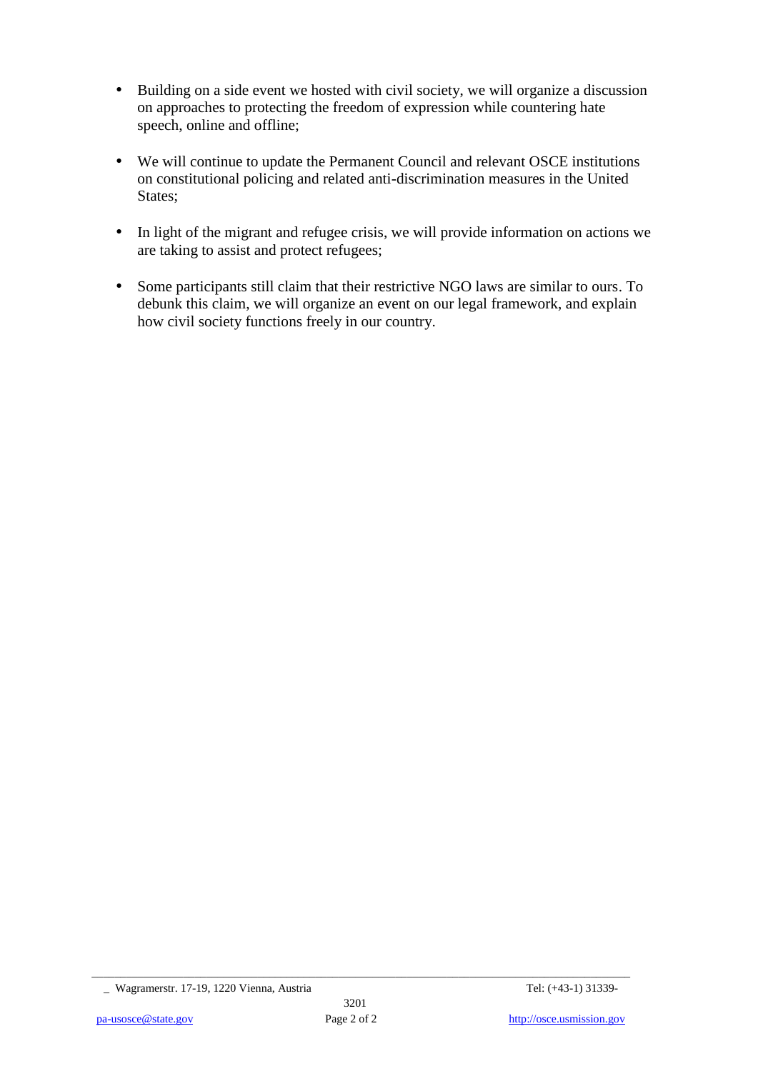- Building on a side event we hosted with civil society, we will organize a discussion on approaches to protecting the freedom of expression while countering hate speech, online and offline;

- We will continue to update the Permanent Council and relevant OSCE institutions on constitutional policing and related anti-discrimination measures in the United States;

- In light of the migrant and refugee crisis, we will provide information on actions we are taking to assist and protect refugees;

- Some participants still claim that their restrictive NGO laws are similar to ours. To debunk this claim, we will organize an event on our legal framework, and explain how civil society functions freely in our country.